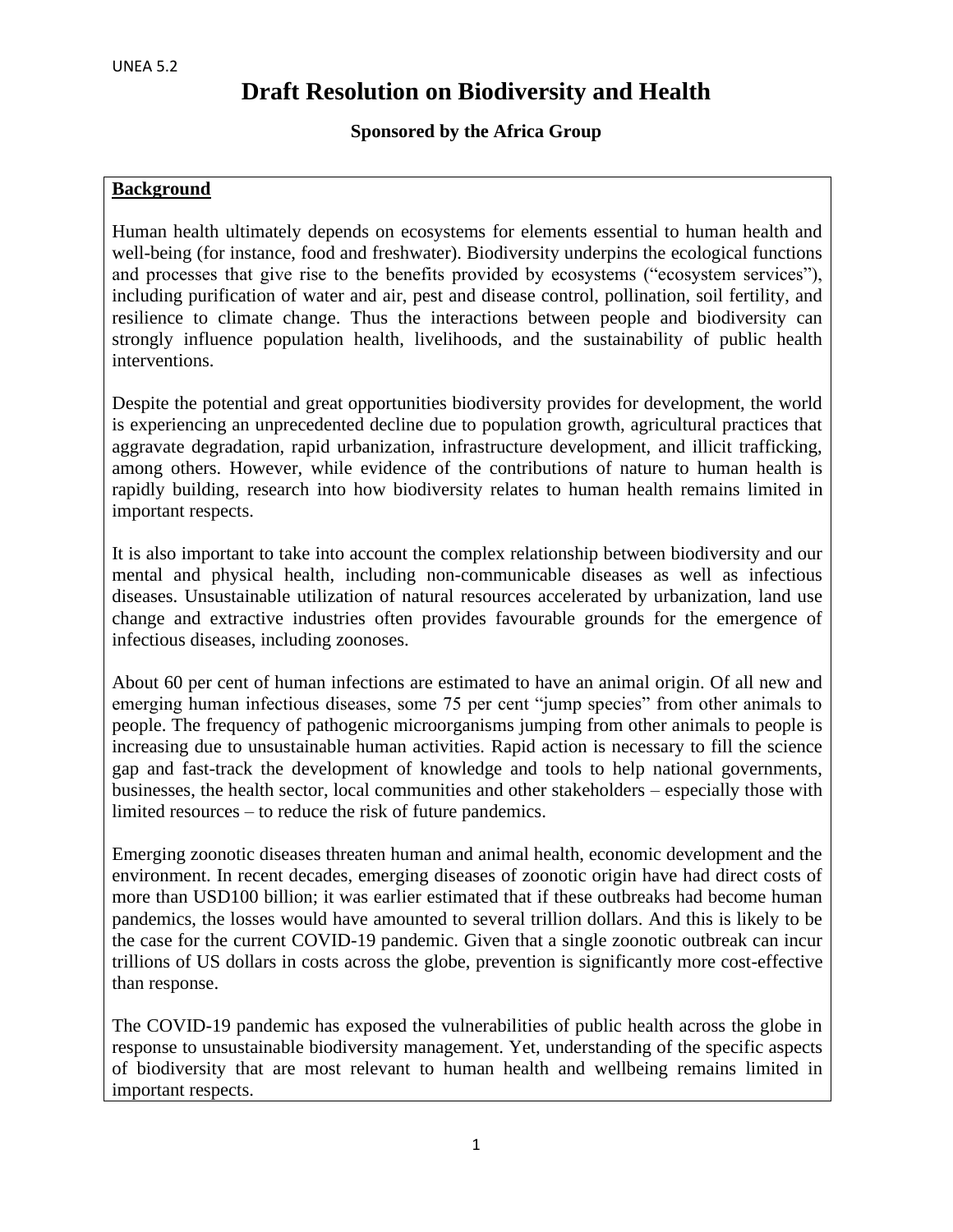UNEA 5.2

# Draft Resolution on Biodiversity and Health

**Sponsored by the Africa Group**

**Background**

Human health ultimately depends on ecosystems for elements essential to human health and well-being (for instance, food and freshwater). Biodiversity underpins the ecological functions and processes that give rise to the benefits provided by ecosystems ("ecosystem services"), including purification of water and air, pest and disease control, pollination, soil fertility, and resilience to climate change. Thus the interactions between people and biodiversity can strongly influence population health, livelihoods, and the sustainability of public health interventions.

Despite the potential and great opportunities biodiversity provides for development, the world is experiencing an unprecedented decline due to population growth, agricultural practices that aggravate degradation, rapid urbanization, infrastructure development, and illicit trafficking, among others. However, while evidence of the contributions of nature to human health is rapidly building, research into how biodiversity relates to human health remains limited in important respects.

It is also important to take into account the complex relationship between biodiversity and our mental and physical health, including non-communicable diseases as well as infectious diseases. Unsustainable utilization of natural resources accelerated by urbanization, land use change and extractive industries often provides favourable grounds for the emergence of infectious diseases, including zoonoses.

About 60 per cent of human infections are estimated to have an animal origin. Of all new and emerging human infectious diseases, some 75 per cent "jump species" from other animals to people. The frequency of pathogenic microorganisms jumping from other animals to people is increasing due to unsustainable human activities. Rapid action is necessary to fill the science gap and fast-track the development of knowledge and tools to help national governments, businesses, the health sector, local communities and other stakeholders – especially those with limited resources – to reduce the risk of future pandemics.

Emerging zoonotic diseases threaten human and animal health, economic development and the environment. In recent decades, emerging diseases of zoonotic origin have had direct costs of more than USD100 billion; it was earlier estimated that if these outbreaks had become human pandemics, the losses would have amounted to several trillion dollars. And this is likely to be the case for the current COVID-19 pandemic. Given that a single zoonotic outbreak can incur trillions of US dollars in costs across the globe, prevention is significantly more cost-effective than response.

The COVID-19 pandemic has exposed the vulnerabilities of public health across the globe in response to unsustainable biodiversity management. Yet, understanding of the specific aspects of biodiversity that are most relevant to human health and wellbeing remains limited in important respects.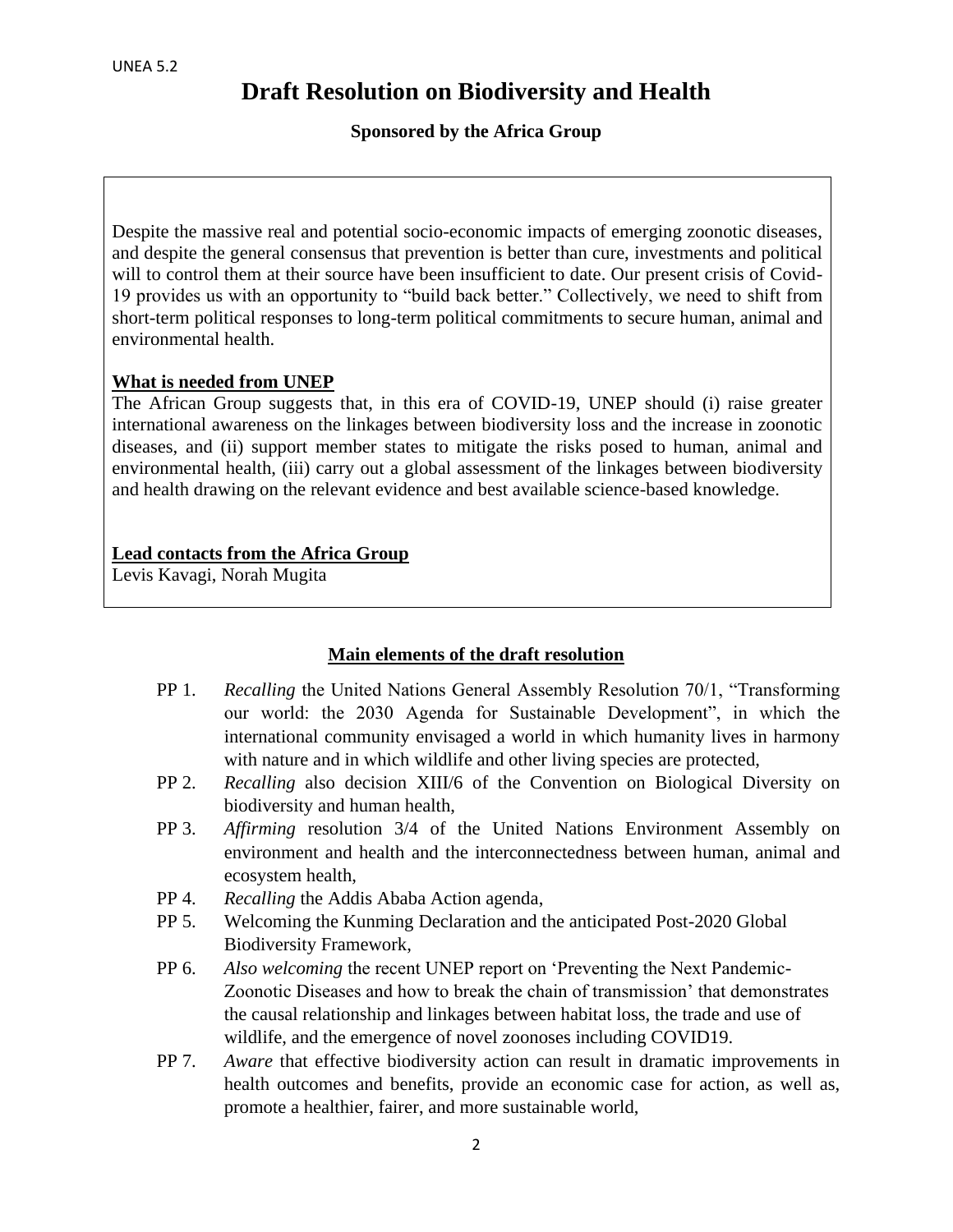UNEA 5.2

# Draft Resolution on Biodiversity and Health

**Sponsored by the Africa Group**

Despite the massive real and potential socio-economic impacts of emerging zoonotic diseases, and despite the general consensus that prevention is better than cure, investments and political will to control them at their source have been insufficient to date. Our present crisis of Covid-19 provides us with an opportunity to "build back better." Collectively, we need to shift from short-term political responses to long-term political commitments to secure human, animal and environmental health.

**What is needed from UNEP**

The African Group suggests that, in this era of COVID-19, UNEP should (i) raise greater international awareness on the linkages between biodiversity loss and the increase in zoonotic diseases, and (ii) support member states to mitigate the risks posed to human, animal and environmental health, (iii) carry out a global assessment of the linkages between biodiversity and health drawing on the relevant evidence and best available science-based knowledge.

**Lead contacts from the Africa Group**

Levis Kavagi, Norah Mugita

## Main elements of the draft resolution

PP 1. *Recalling* the United Nations General Assembly Resolution 70/1, "Transforming our world: the 2030 Agenda for Sustainable Development", in which the international community envisaged a world in which humanity lives in harmony with nature and in which wildlife and other living species are protected,

PP 2. *Recalling* also decision XIII/6 of the Convention on Biological Diversity on biodiversity and human health,

PP 3. *Affirming* resolution 3/4 of the United Nations Environment Assembly on environment and health and the interconnectedness between human, animal and ecosystem health,

PP 4. *Recalling* the Addis Ababa Action agenda,

PP 5. Welcoming the Kunming Declaration and the anticipated Post-2020 Global Biodiversity Framework,

PP 6. *Also welcoming* the recent UNEP report on 'Preventing the Next Pandemic-Zoonotic Diseases and how to break the chain of transmission' that demonstrates the causal relationship and linkages between habitat loss, the trade and use of wildlife, and the emergence of novel zoonoses including COVID19.

PP 7. *Aware* that effective biodiversity action can result in dramatic improvements in health outcomes and benefits, provide an economic case for action, as well as, promote a healthier, fairer, and more sustainable world,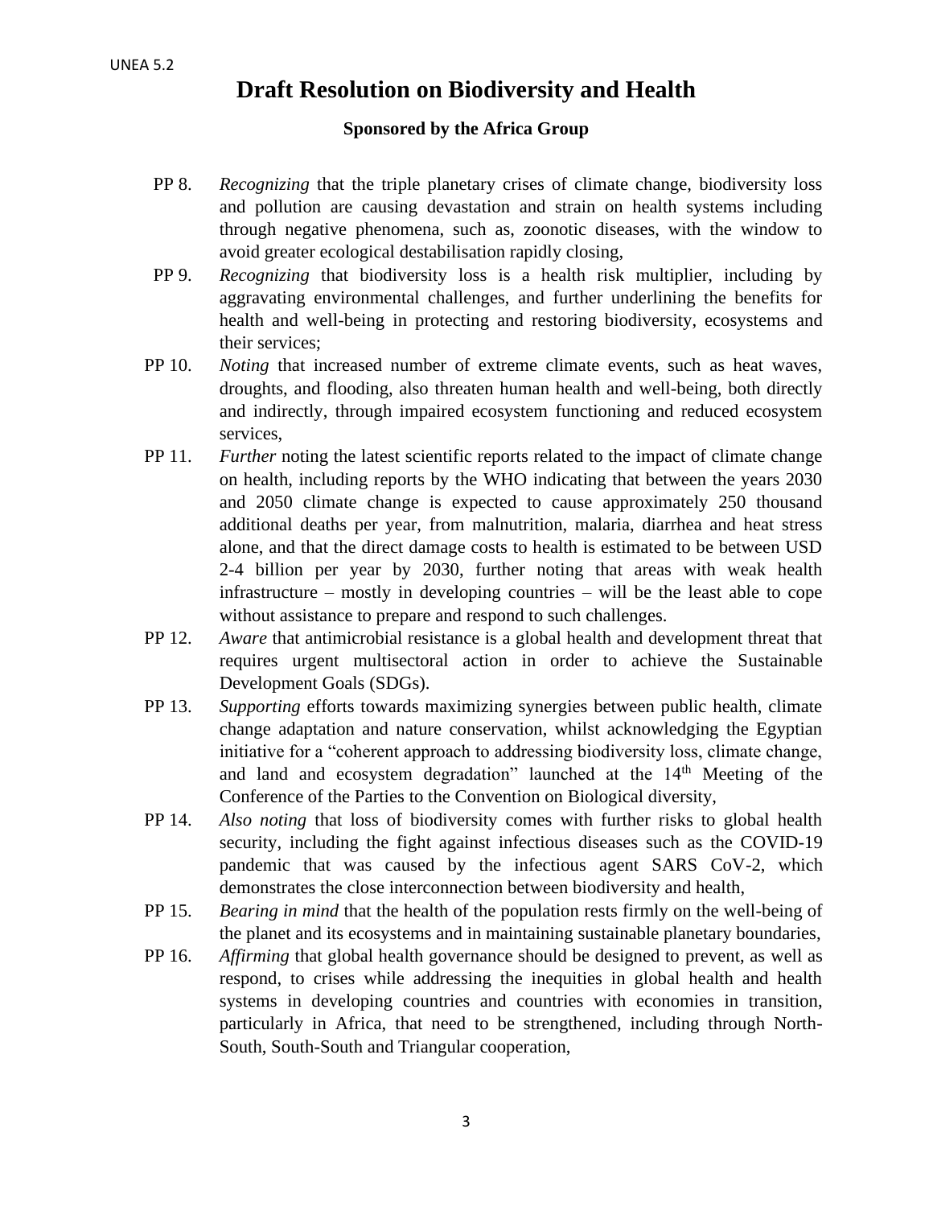UNEA 5.2

# Draft Resolution on Biodiversity and Health

**Sponsored by the Africa Group**

PP 8. *Recognizing* that the triple planetary crises of climate change, biodiversity loss and pollution are causing devastation and strain on health systems including through negative phenomena, such as, zoonotic diseases, with the window to avoid greater ecological destabilisation rapidly closing,

PP 9. *Recognizing* that biodiversity loss is a health risk multiplier, including by aggravating environmental challenges, and further underlining the benefits for health and well-being in protecting and restoring biodiversity, ecosystems and their services;

PP 10. *Noting* that increased number of extreme climate events, such as heat waves, droughts, and flooding, also threaten human health and well-being, both directly and indirectly, through impaired ecosystem functioning and reduced ecosystem services,

PP 11. *Further* noting the latest scientific reports related to the impact of climate change on health, including reports by the WHO indicating that between the years 2030 and 2050 climate change is expected to cause approximately 250 thousand additional deaths per year, from malnutrition, malaria, diarrhea and heat stress alone, and that the direct damage costs to health is estimated to be between USD 2-4 billion per year by 2030, further noting that areas with weak health infrastructure – mostly in developing countries – will be the least able to cope without assistance to prepare and respond to such challenges.

PP 12. *Aware* that antimicrobial resistance is a global health and development threat that requires urgent multisectoral action in order to achieve the Sustainable Development Goals (SDGs).

PP 13. *Supporting* efforts towards maximizing synergies between public health, climate change adaptation and nature conservation, whilst acknowledging the Egyptian initiative for a "coherent approach to addressing biodiversity loss, climate change, and land and ecosystem degradation" launched at the 14th Meeting of the Conference of the Parties to the Convention on Biological diversity,

PP 14. *Also noting* that loss of biodiversity comes with further risks to global health security, including the fight against infectious diseases such as the COVID-19 pandemic that was caused by the infectious agent SARS CoV-2, which demonstrates the close interconnection between biodiversity and health,

PP 15. *Bearing in mind* that the health of the population rests firmly on the well-being of the planet and its ecosystems and in maintaining sustainable planetary boundaries,

PP 16. *Affirming* that global health governance should be designed to prevent, as well as respond, to crises while addressing the inequities in global health and health systems in developing countries and countries with economies in transition, particularly in Africa, that need to be strengthened, including through North-South, South-South and Triangular cooperation,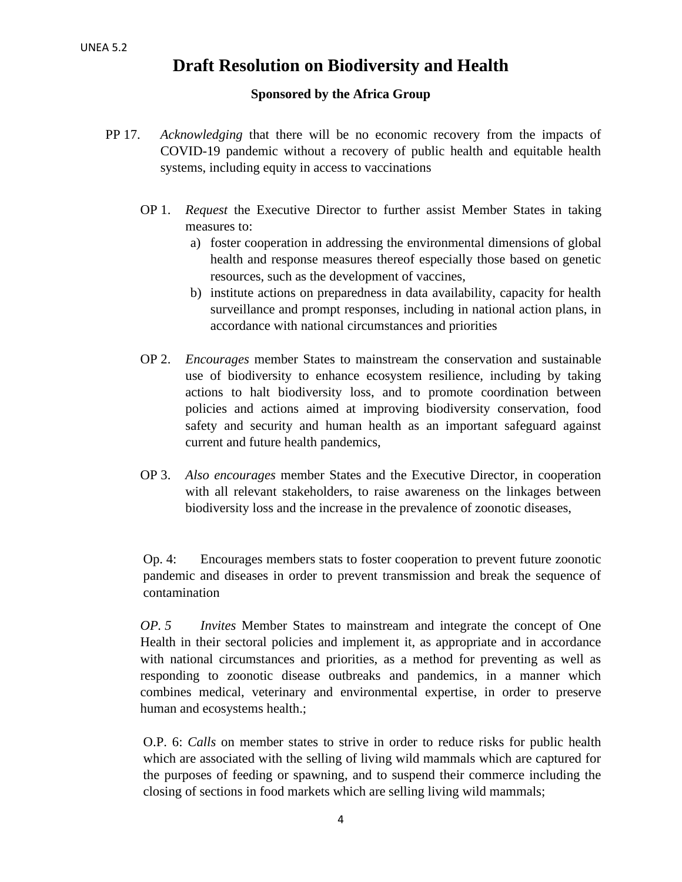UNEA 5.2

# Draft Resolution on Biodiversity and Health

**Sponsored by the Africa Group**

PP 17. *Acknowledging* that there will be no economic recovery from the impacts of COVID-19 pandemic without a recovery of public health and equitable health systems, including equity in access to vaccinations

OP 1. *Request* the Executive Director to further assist Member States in taking measures to:

a) foster cooperation in addressing the environmental dimensions of global health and response measures thereof especially those based on genetic resources, such as the development of vaccines,
b) institute actions on preparedness in data availability, capacity for health surveillance and prompt responses, including in national action plans, in accordance with national circumstances and priorities

OP 2. *Encourages* member States to mainstream the conservation and sustainable use of biodiversity to enhance ecosystem resilience, including by taking actions to halt biodiversity loss, and to promote coordination between policies and actions aimed at improving biodiversity conservation, food safety and security and human health as an important safeguard against current and future health pandemics,

OP 3. *Also encourages* member States and the Executive Director, in cooperation with all relevant stakeholders, to raise awareness on the linkages between biodiversity loss and the increase in the prevalence of zoonotic diseases,

Op. 4: Encourages members stats to foster cooperation to prevent future zoonotic pandemic and diseases in order to prevent transmission and break the sequence of contamination

*OP. 5* *Invites* Member States to mainstream and integrate the concept of One Health in their sectoral policies and implement it, as appropriate and in accordance with national circumstances and priorities, as a method for preventing as well as responding to zoonotic disease outbreaks and pandemics, in a manner which combines medical, veterinary and environmental expertise, in order to preserve human and ecosystems health.;

O.P. 6: *Calls* on member states to strive in order to reduce risks for public health which are associated with the selling of living wild mammals which are captured for the purposes of feeding or spawning, and to suspend their commerce including the closing of sections in food markets which are selling living wild mammals;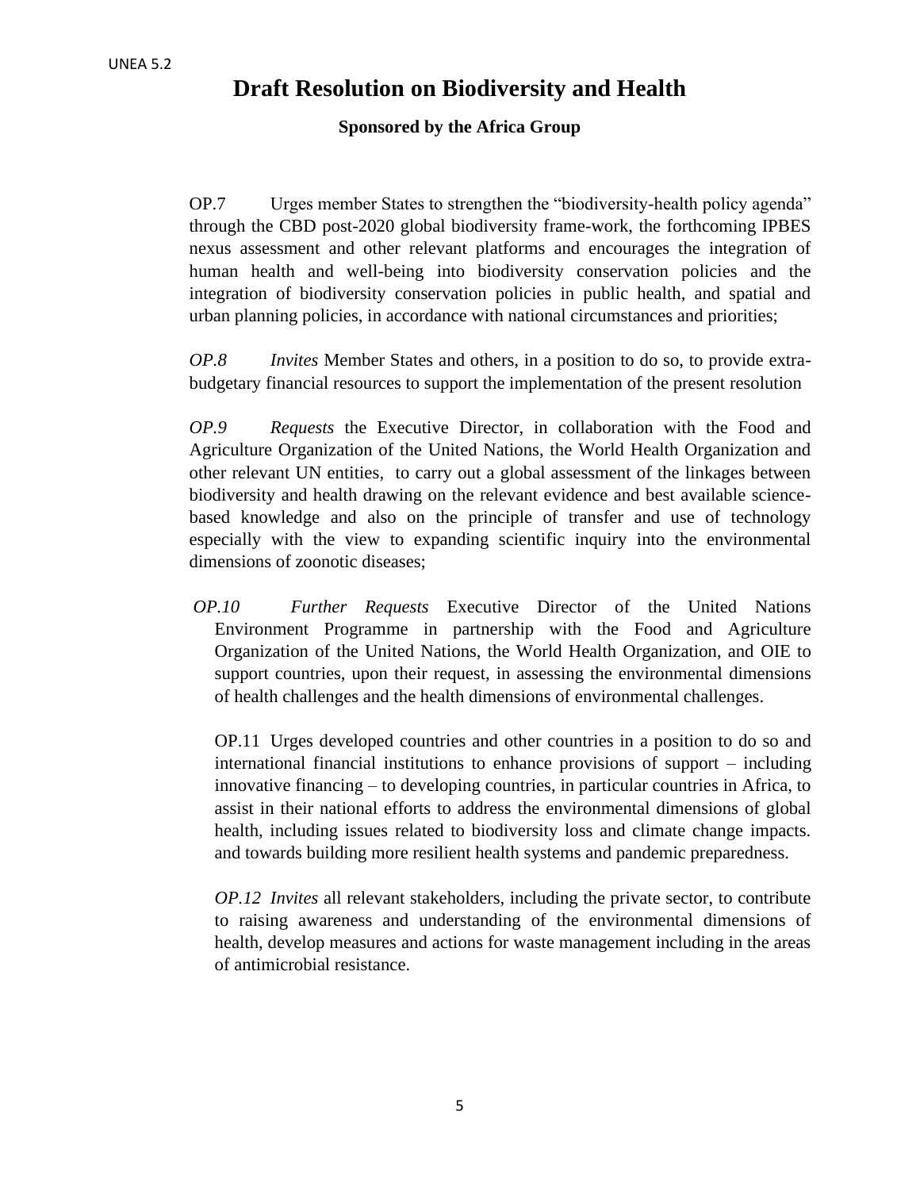# Draft Resolution on Biodiversity and Health

**Sponsored by the Africa Group**

OP.7 Urges member States to strengthen the "biodiversity-health policy agenda" through the CBD post-2020 global biodiversity frame-work, the forthcoming IPBES nexus assessment and other relevant platforms and encourages the integration of human health and well-being into biodiversity conservation policies and the integration of biodiversity conservation policies in public health, and spatial and urban planning policies, in accordance with national circumstances and priorities;

*OP.8* *Invites* Member States and others, in a position to do so, to provide extra-budgetary financial resources to support the implementation of the present resolution

*OP.9* *Requests* the Executive Director, in collaboration with the Food and Agriculture Organization of the United Nations, the World Health Organization and other relevant UN entities, to carry out a global assessment of the linkages between biodiversity and health drawing on the relevant evidence and best available science-based knowledge and also on the principle of transfer and use of technology especially with the view to expanding scientific inquiry into the environmental dimensions of zoonotic diseases;

*OP.10* *Further Requests* Executive Director of the United Nations Environment Programme in partnership with the Food and Agriculture Organization of the United Nations, the World Health Organization, and OIE to support countries, upon their request, in assessing the environmental dimensions of health challenges and the health dimensions of environmental challenges.

OP.11 Urges developed countries and other countries in a position to do so and international financial institutions to enhance provisions of support – including innovative financing – to developing countries, in particular countries in Africa, to assist in their national efforts to address the environmental dimensions of global health, including issues related to biodiversity loss and climate change impacts. and towards building more resilient health systems and pandemic preparedness.

*OP.12* *Invites* all relevant stakeholders, including the private sector, to contribute to raising awareness and understanding of the environmental dimensions of health, develop measures and actions for waste management including in the areas of antimicrobial resistance.